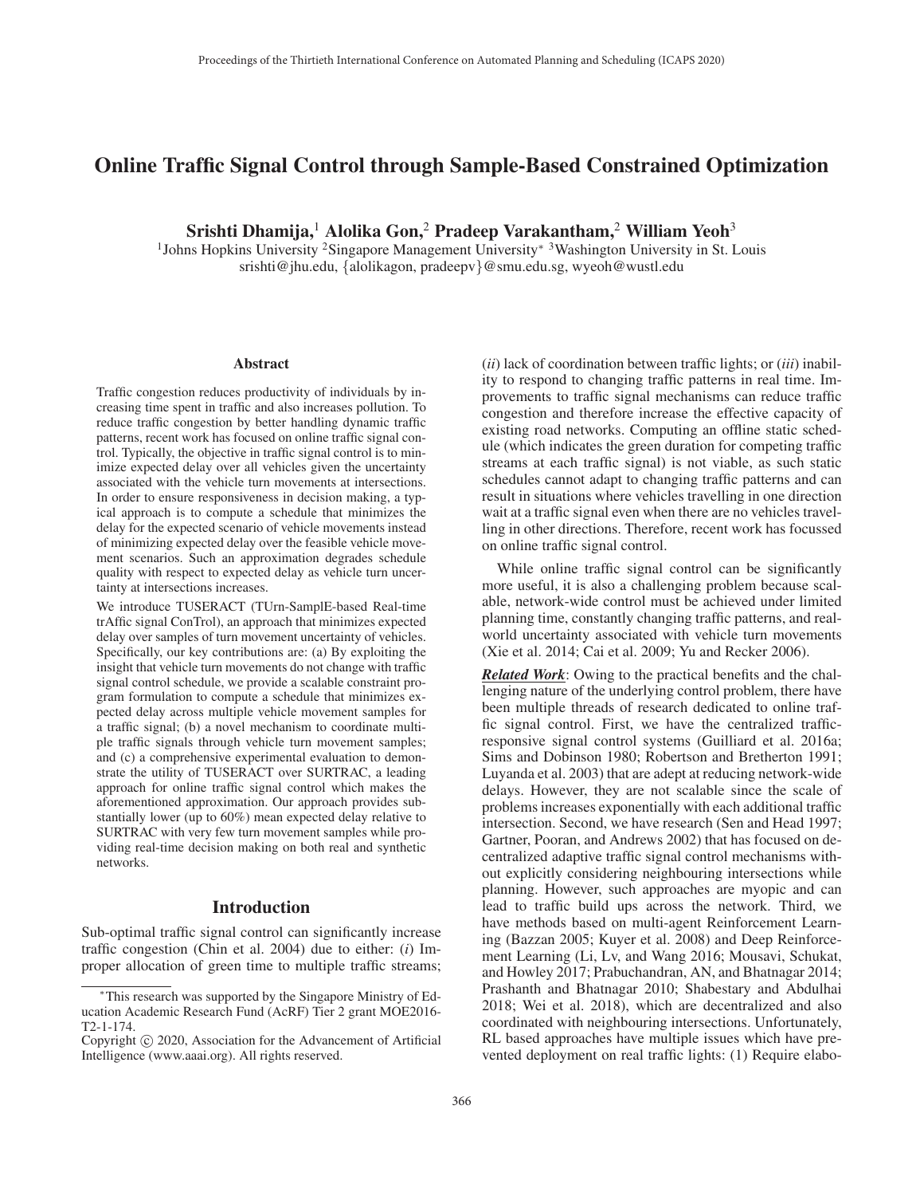# Online Traffic Signal Control through Sample-Based Constrained Optimization

**Srishti Dhamija,[1] Alolika Gon,[2] Pradeep Varakantham,[2] William Yeoh[3]**

[1]Johns Hopkins University [2]Singapore Management University* [3]Washington University in St. Louis
srishti@jhu.edu, {alolikagon, pradeepv}@smu.edu.sg, wyeoh@wustl.edu

## Abstract

Traffic congestion reduces productivity of individuals by increasing time spent in traffic and also increases pollution. To reduce traffic congestion by better handling dynamic traffic patterns, recent work has focused on online traffic signal control. Typically, the objective in traffic signal control is to minimize expected delay over all vehicles given the uncertainty associated with the vehicle turn movements at intersections. In order to ensure responsiveness in decision making, a typical approach is to compute a schedule that minimizes the delay for the expected scenario of vehicle movements instead of minimizing expected delay over the feasible vehicle movement scenarios. Such an approximation degrades schedule quality with respect to expected delay as vehicle turn uncertainty at intersections increases.

We introduce TUSERACT (TUrn-SamplE-based Real-time trAffic signal ConTrol), an approach that minimizes expected delay over samples of turn movement uncertainty of vehicles. Specifically, our key contributions are: (a) By exploiting the insight that vehicle turn movements do not change with traffic signal control schedule, we provide a scalable constraint program formulation to compute a schedule that minimizes expected delay across multiple vehicle movement samples for a traffic signal; (b) a novel mechanism to coordinate multiple traffic signals through vehicle turn movement samples; and (c) a comprehensive experimental evaluation to demonstrate the utility of TUSERACT over SURTRAC, a leading approach for online traffic signal control which makes the aforementioned approximation. Our approach provides substantially lower (up to 60%) mean expected delay relative to SURTRAC with very few turn movement samples while providing real-time decision making on both real and synthetic networks.

## Introduction

Sub-optimal traffic signal control can significantly increase traffic congestion (Chin et al. 2004) due to either: (*i*) Improper allocation of green time to multiple traffic streams; (*ii*) lack of coordination between traffic lights; or (*iii*) inability to respond to changing traffic patterns in real time. Improvements to traffic signal mechanisms can reduce traffic congestion and therefore increase the effective capacity of existing road networks. Computing an offline static schedule (which indicates the green duration for competing traffic streams at each traffic signal) is not viable, as such static schedules cannot adapt to changing traffic patterns and can result in situations where vehicles travelling in one direction wait at a traffic signal even when there are no vehicles travelling in other directions. Therefore, recent work has focussed on online traffic signal control.

While online traffic signal control can be significantly more useful, it is also a challenging problem because scalable, network-wide control must be achieved under limited planning time, constantly changing traffic patterns, and real-world uncertainty associated with vehicle turn movements (Xie et al. 2014; Cai et al. 2009; Yu and Recker 2006).

***Related Work***: Owing to the practical benefits and the challenging nature of the underlying control problem, there have been multiple threads of research dedicated to online traffic signal control. First, we have the centralized traffic-responsive signal control systems (Guilliard et al. 2016a; Sims and Dobinson 1980; Robertson and Bretherton 1991; Luyanda et al. 2003) that are adept at reducing network-wide delays. However, they are not scalable since the scale of problems increases exponentially with each additional traffic intersection. Second, we have research (Sen and Head 1997; Gartner, Pooran, and Andrews 2002) that has focused on decentralized adaptive traffic signal control mechanisms without explicitly considering neighbouring intersections while planning. However, such approaches are myopic and can lead to traffic build ups across the network. Third, we have methods based on multi-agent Reinforcement Learning (Bazzan 2005; Kuyer et al. 2008) and Deep Reinforcement Learning (Li, Lv, and Wang 2016; Mousavi, Schukat, and Howley 2017; Prabuchandran, AN, and Bhatnagar 2014; Prashanth and Bhatnagar 2010; Shabestary and Abdulhai 2018; Wei et al. 2018), which are decentralized and also coordinated with neighbouring intersections. Unfortunately, RL based approaches have multiple issues which have prevented deployment on real traffic lights: (1) Require elabo-

*This research was supported by the Singapore Ministry of Education Academic Research Fund (AcRF) Tier 2 grant MOE2016-T2-1-174.

Copyright © 2020, Association for the Advancement of Artificial Intelligence (www.aaai.org). All rights reserved.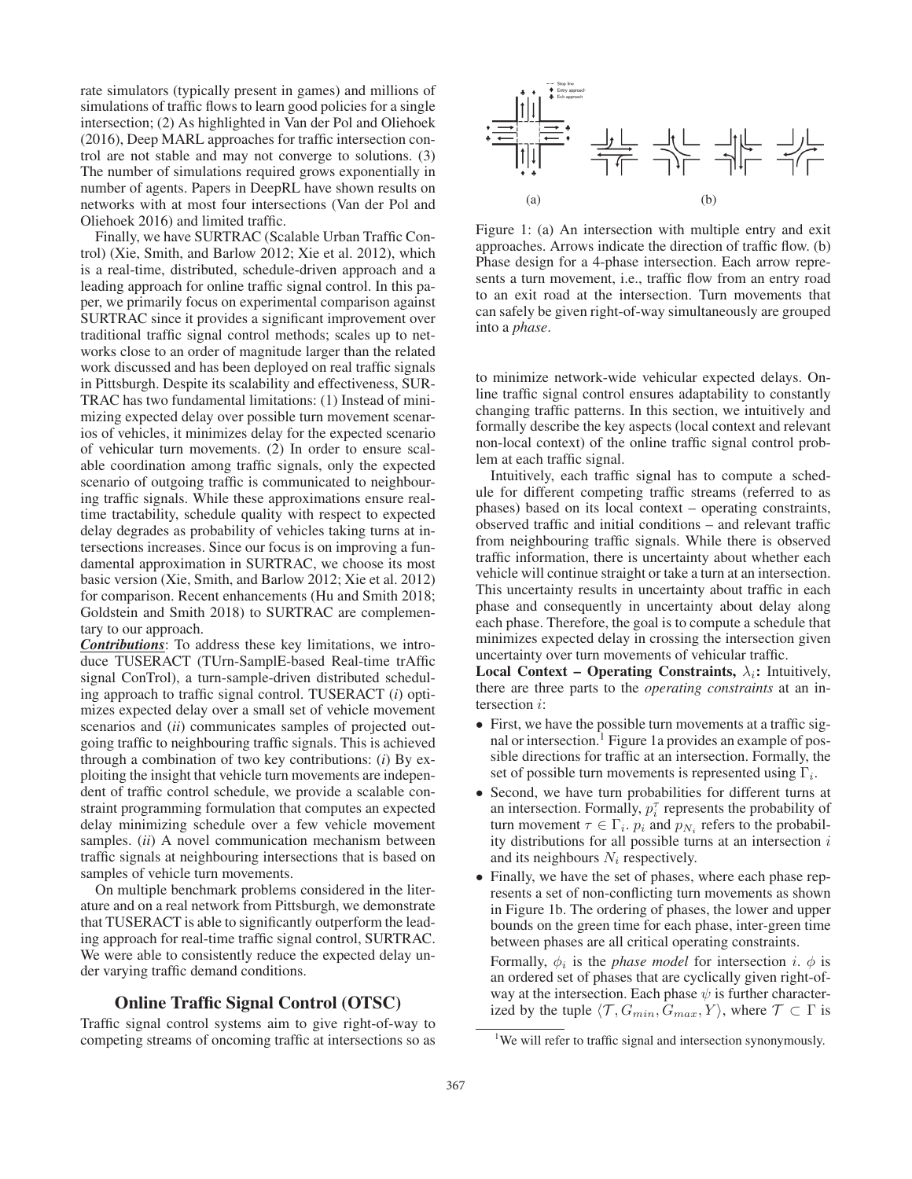rate simulators (typically present in games) and millions of simulations of traffic flows to learn good policies for a single intersection; (2) As highlighted in Van der Pol and Oliehoek (2016), Deep MARL approaches for traffic intersection control are not stable and may not converge to solutions. (3) The number of simulations required grows exponentially in number of agents. Papers in DeepRL have shown results on networks with at most four intersections (Van der Pol and Oliehoek 2016) and limited traffic.

Finally, we have SURTRAC (Scalable Urban Traffic Control) (Xie, Smith, and Barlow 2012; Xie et al. 2012), which is a real-time, distributed, schedule-driven approach and a leading approach for online traffic signal control. In this paper, we primarily focus on experimental comparison against SURTRAC since it provides a significant improvement over traditional traffic signal control methods; scales up to networks close to an order of magnitude larger than the related work discussed and has been deployed on real traffic signals in Pittsburgh. Despite its scalability and effectiveness, SURTRAC has two fundamental limitations: (1) Instead of minimizing expected delay over possible turn movement scenarios of vehicles, it minimizes delay for the expected scenario of vehicular turn movements. (2) In order to ensure scalable coordination among traffic signals, only the expected scenario of outgoing traffic is communicated to neighbouring traffic signals. While these approximations ensure real-time tractability, schedule quality with respect to expected delay degrades as probability of vehicles taking turns at intersections increases. Since our focus is on improving a fundamental approximation in SURTRAC, we choose its most basic version (Xie, Smith, and Barlow 2012; Xie et al. 2012) for comparison. Recent enhancements (Hu and Smith 2018; Goldstein and Smith 2018) to SURTRAC are complementary to our approach.

***Contributions***: To address these key limitations, we introduce TUSERACT (TUrn-SamplE-based Real-time trAffic signal ConTrol), a turn-sample-driven distributed scheduling approach to traffic signal control. TUSERACT (*i*) optimizes expected delay over a small set of vehicle movement scenarios and (*ii*) communicates samples of projected outgoing traffic to neighbouring traffic signals. This is achieved through a combination of two key contributions: (*i*) By exploiting the insight that vehicle turn movements are independent of traffic control schedule, we provide a scalable constraint programming formulation that computes an expected delay minimizing schedule over a few vehicle movement samples. (*ii*) A novel communication mechanism between traffic signals at neighbouring intersections that is based on samples of vehicle turn movements.

On multiple benchmark problems considered in the literature and on a real network from Pittsburgh, we demonstrate that TUSERACT is able to significantly outperform the leading approach for real-time traffic signal control, SURTRAC. We were able to consistently reduce the expected delay under varying traffic demand conditions.

## Online Traffic Signal Control (OTSC)

Traffic signal control systems aim to give right-of-way to competing streams of oncoming traffic at intersections so as to minimize network-wide vehicular expected delays. Online traffic signal control ensures adaptability to constantly changing traffic patterns. In this section, we intuitively and formally describe the key aspects (local context and relevant non-local context) of the online traffic signal control problem at each traffic signal.

Figure 1: (a) An intersection with multiple entry and exit approaches. Arrows indicate the direction of traffic flow. (b) Phase design for a 4-phase intersection. Each arrow represents a turn movement, i.e., traffic flow from an entry road to an exit road at the intersection. Turn movements that can safely be given right-of-way simultaneously are grouped into a *phase*.

Intuitively, each traffic signal has to compute a schedule for different competing traffic streams (referred to as phases) based on its local context – operating constraints, observed traffic and initial conditions – and relevant traffic from neighbouring traffic signals. While there is observed traffic information, there is uncertainty about whether each vehicle will continue straight or take a turn at an intersection. This uncertainty results in uncertainty about traffic in each phase and consequently in uncertainty about delay along each phase. Therefore, the goal is to compute a schedule that minimizes expected delay in crossing the intersection given uncertainty over turn movements of vehicular traffic.

**Local Context – Operating Constraints, $\lambda_i$:** Intuitively, there are three parts to the *operating constraints* at an intersection $i$:

- First, we have the possible turn movements at a traffic signal or intersection.[1] Figure 1a provides an example of possible directions for traffic at an intersection. Formally, the set of possible turn movements is represented using $\Gamma_i$.
- Second, we have turn probabilities for different turns at an intersection. Formally, $p_i^\tau$ represents the probability of turn movement $\tau \in \Gamma_i$. $p_i$ and $p_{N_i}$ refers to the probability distributions for all possible turns at an intersection $i$ and its neighbours $N_i$ respectively.
- Finally, we have the set of phases, where each phase represents a set of non-conflicting turn movements as shown in Figure 1b. The ordering of phases, the lower and upper bounds on the green time for each phase, inter-green time between phases are all critical operating constraints.

  Formally, $\phi_i$ is the *phase model* for intersection $i$. $\phi$ is an ordered set of phases that are cyclically given right-of-way at the intersection. Each phase $\psi$ is further characterized by the tuple $\langle \mathcal{T}, G_{min}, G_{max}, Y \rangle$, where $\mathcal{T} \subset \Gamma$ is

[1] We will refer to traffic signal and intersection synonymously.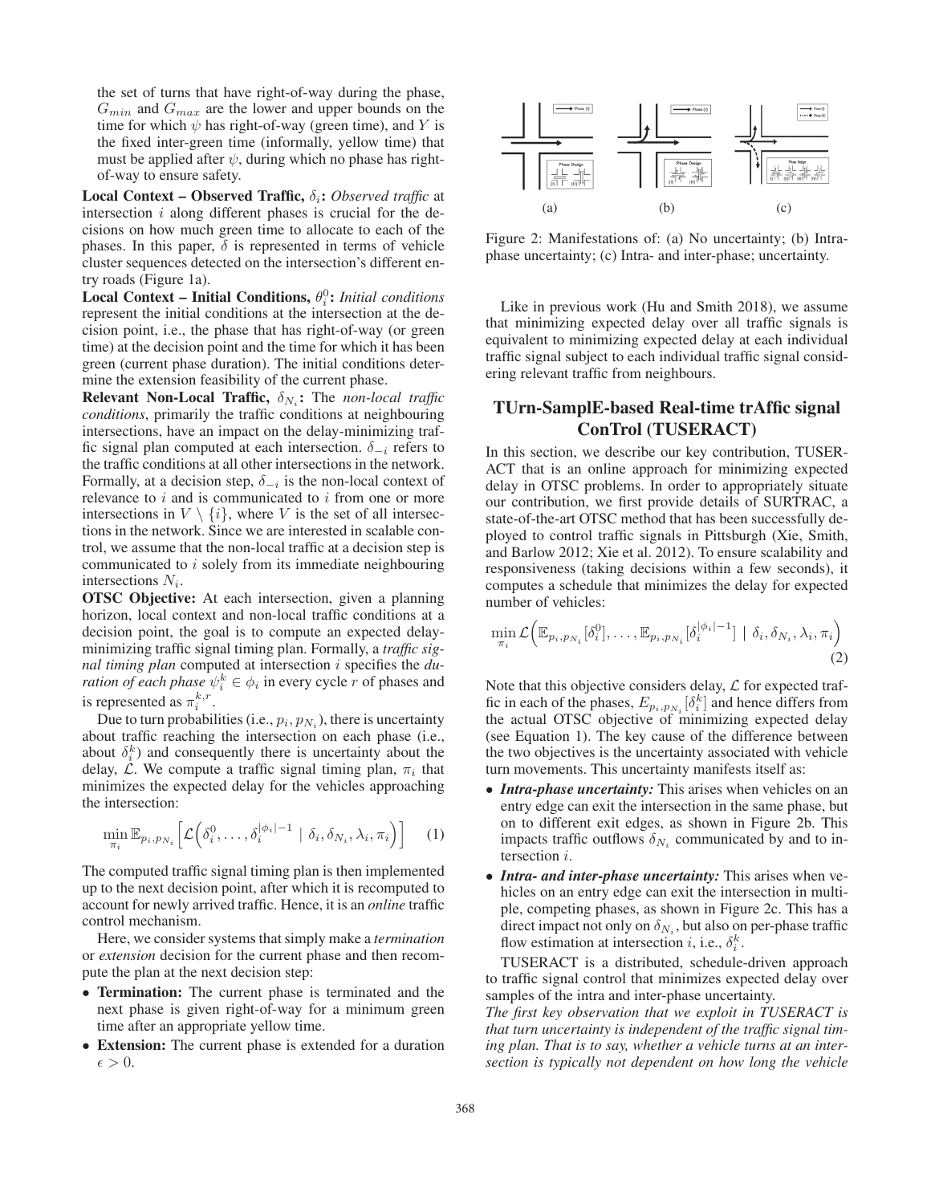the set of turns that have right-of-way during the phase, $G_{min}$ and $G_{max}$ are the lower and upper bounds on the time for which $\psi$ has right-of-way (green time), and $Y$ is the fixed inter-green time (informally, yellow time) that must be applied after $\psi$, during which no phase has right-of-way to ensure safety.

**Local Context – Observed Traffic, $\delta_i$:** *Observed traffic* at intersection $i$ along different phases is crucial for the decisions on how much green time to allocate to each of the phases. In this paper, $\delta$ is represented in terms of vehicle cluster sequences detected on the intersection's different entry roads (Figure 1a).

**Local Context – Initial Conditions, $\theta_i^0$:** *Initial conditions* represent the initial conditions at the intersection at the decision point, i.e., the phase that has right-of-way (or green time) at the decision point and the time for which it has been green (current phase duration). The initial conditions determine the extension feasibility of the current phase.

**Relevant Non-Local Traffic, $\delta_{N_i}$:** The *non-local traffic conditions*, primarily the traffic conditions at neighbouring intersections, have an impact on the delay-minimizing traffic signal plan computed at each intersection. $\delta_{-i}$ refers to the traffic conditions at all other intersections in the network. Formally, at a decision step, $\delta_{-i}$ is the non-local context of relevance to $i$ and is communicated to $i$ from one or more intersections in $V \setminus \{i\}$, where $V$ is the set of all intersections in the network. Since we are interested in scalable control, we assume that the non-local traffic at a decision step is communicated to $i$ solely from its immediate neighbouring intersections $N_i$.

**OTSC Objective:** At each intersection, given a planning horizon, local context and non-local traffic conditions at a decision point, the goal is to compute an expected delay-minimizing traffic signal timing plan. Formally, a *traffic signal timing plan* computed at intersection $i$ specifies the *duration of each phase* $\psi_i^k \in \phi_i$ in every cycle $r$ of phases and is represented as $\pi_i^{k,r}$.

Due to turn probabilities (i.e., $p_i, p_{N_i}$), there is uncertainty about traffic reaching the intersection on each phase (i.e., about $\delta_i^k$) and consequently there is uncertainty about the delay, $\mathcal{L}$. We compute a traffic signal timing plan, $\pi_i$ that minimizes the expected delay for the vehicles approaching the intersection:

$$\min_{\pi_i} \mathbb{E}_{p_i, p_{N_i}} \Big[ \mathcal{L}\Big(\delta_i^0, \ldots, \delta_i^{|\phi_i|-1} \mid \delta_i, \delta_{N_i}, \lambda_i, \pi_i\Big) \Big] \quad (1)$$

The computed traffic signal timing plan is then implemented up to the next decision point, after which it is recomputed to account for newly arrived traffic. Hence, it is an *online* traffic control mechanism.

Here, we consider systems that simply make a *termination* or *extension* decision for the current phase and then recompute the plan at the next decision step:

- **Termination:** The current phase is terminated and the next phase is given right-of-way for a minimum green time after an appropriate yellow time.
- **Extension:** The current phase is extended for a duration $\epsilon > 0$.

Figure 2: Manifestations of: (a) No uncertainty; (b) Intra-phase uncertainty; (c) Intra- and inter-phase; uncertainty.

Like in previous work (Hu and Smith 2018), we assume that minimizing expected delay over all traffic signals is equivalent to minimizing expected delay at each individual traffic signal subject to each individual traffic signal considering relevant traffic from neighbours.

## TUrn-SamplE-based Real-time trAffic signal ConTrol (TUSERACT)

In this section, we describe our key contribution, TUSERACT that is an online approach for minimizing expected delay in OTSC problems. In order to appropriately situate our contribution, we first provide details of SURTRAC, a state-of-the-art OTSC method that has been successfully deployed to control traffic signals in Pittsburgh (Xie, Smith, and Barlow 2012; Xie et al. 2012). To ensure scalability and responsiveness (taking decisions within a few seconds), it computes a schedule that minimizes the delay for expected number of vehicles:

$$\min_{\pi_i} \mathcal{L}\Big(\mathbb{E}_{p_i, p_{N_i}}[\delta_i^0], \ldots, \mathbb{E}_{p_i, p_{N_i}}[\delta_i^{|\phi_i|-1}] \mid \delta_i, \delta_{N_i}, \lambda_i, \pi_i\Big) \quad (2)$$

Note that this objective considers delay, $\mathcal{L}$ for expected traffic in each of the phases, $E_{p_i, p_{N_i}}[\delta_i^k]$ and hence differs from the actual OTSC objective of minimizing expected delay (see Equation 1). The key cause of the difference between the two objectives is the uncertainty associated with vehicle turn movements. This uncertainty manifests itself as:

- ***Intra-phase uncertainty:*** This arises when vehicles on an entry edge can exit the intersection in the same phase, but on to different exit edges, as shown in Figure 2b. This impacts traffic outflows $\delta_{N_i}$ communicated by and to intersection $i$.
- ***Intra- and inter-phase uncertainty:*** This arises when vehicles on an entry edge can exit the intersection in multiple, competing phases, as shown in Figure 2c. This has a direct impact not only on $\delta_{N_i}$, but also on per-phase traffic flow estimation at intersection $i$, i.e., $\delta_i^k$.

TUSERACT is a distributed, schedule-driven approach to traffic signal control that minimizes expected delay over samples of the intra and inter-phase uncertainty.

*The first key observation that we exploit in TUSERACT is that turn uncertainty is independent of the traffic signal timing plan. That is to say, whether a vehicle turns at an intersection is typically not dependent on how long the vehicle*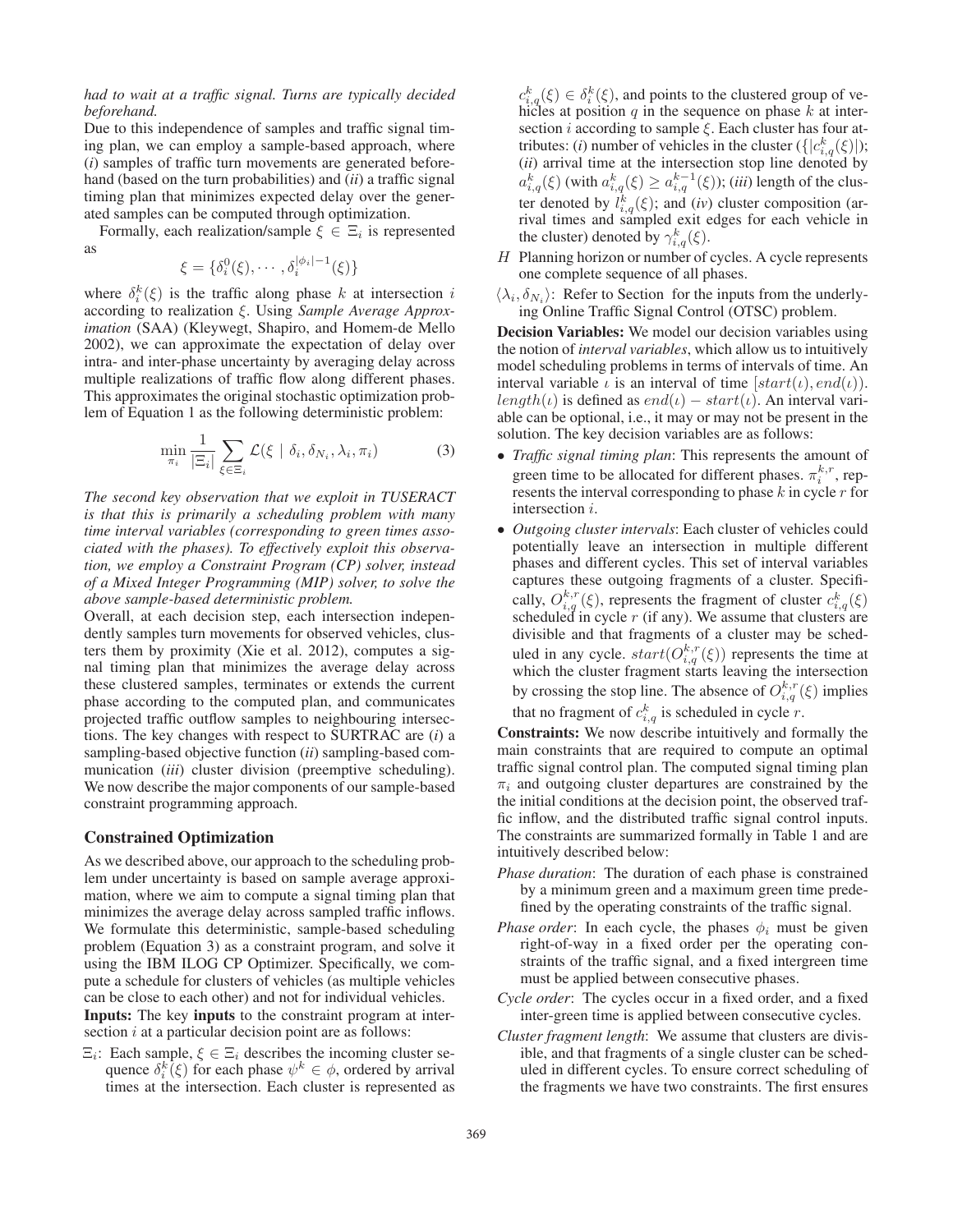*had to wait at a traffic signal. Turns are typically decided beforehand.*

Due to this independence of samples and traffic signal timing plan, we can employ a sample-based approach, where (*i*) samples of traffic turn movements are generated beforehand (based on the turn probabilities) and (*ii*) a traffic signal timing plan that minimizes expected delay over the generated samples can be computed through optimization.

Formally, each realization/sample $\xi \in \Xi_i$ is represented as

$$\xi = \{\delta_i^0(\xi), \cdots, \delta_i^{|\phi_i|-1}(\xi)\}$$

where $\delta_i^k(\xi)$ is the traffic along phase $k$ at intersection $i$ according to realization $\xi$. Using *Sample Average Approximation* (SAA) (Kleywegt, Shapiro, and Homem-de Mello 2002), we can approximate the expectation of delay over intra- and inter-phase uncertainty by averaging delay across multiple realizations of traffic flow along different phases. This approximates the original stochastic optimization problem of Equation 1 as the following deterministic problem:

$$\min_{\pi_i} \frac{1}{|\Xi_i|} \sum_{\xi \in \Xi_i} \mathcal{L}(\xi \mid \delta_i, \delta_{N_i}, \lambda_i, \pi_i) \quad (3)$$

*The second key observation that we exploit in TUSERACT is that this is primarily a scheduling problem with many time interval variables (corresponding to green times associated with the phases). To effectively exploit this observation, we employ a Constraint Program (CP) solver, instead of a Mixed Integer Programming (MIP) solver, to solve the above sample-based deterministic problem.*

Overall, at each decision step, each intersection independently samples turn movements for observed vehicles, clusters them by proximity (Xie et al. 2012), computes a signal timing plan that minimizes the average delay across these clustered samples, terminates or extends the current phase according to the computed plan, and communicates projected traffic outflow samples to neighbouring intersections. The key changes with respect to SURTRAC are (*i*) a sampling-based objective function (*ii*) sampling-based communication (*iii*) cluster division (preemptive scheduling). We now describe the major components of our sample-based constraint programming approach.

## Constrained Optimization

As we described above, our approach to the scheduling problem under uncertainty is based on sample average approximation, where we aim to compute a signal timing plan that minimizes the average delay across sampled traffic inflows. We formulate this deterministic, sample-based scheduling problem (Equation 3) as a constraint program, and solve it using the IBM ILOG CP Optimizer. Specifically, we compute a schedule for clusters of vehicles (as multiple vehicles can be close to each other) and not for individual vehicles.

**Inputs:** The key **inputs** to the constraint program at intersection $i$ at a particular decision point are as follows:

$\Xi_i$: Each sample, $\xi \in \Xi_i$ describes the incoming cluster sequence $\delta_i^k(\xi)$ for each phase $\psi^k \in \phi$, ordered by arrival times at the intersection. Each cluster is represented as $c_{i,q}^k(\xi) \in \delta_i^k(\xi)$, and points to the clustered group of vehicles at position $q$ in the sequence on phase $k$ at intersection $i$ according to sample $\xi$. Each cluster has four attributes: (*i*) number of vehicles in the cluster ($\{|c_{i,q}^k(\xi)|\}$); (*ii*) arrival time at the intersection stop line denoted by $a_{i,q}^k(\xi)$ (with $a_{i,q}^k(\xi) \geq a_{i,q}^{k-1}(\xi)$); (*iii*) length of the cluster denoted by $l_{i,q}^k(\xi)$; and (*iv*) cluster composition (arrival times and sampled exit edges for each vehicle in the cluster) denoted by $\gamma_{i,q}^k(\xi)$.

$H$ Planning horizon or number of cycles. A cycle represents one complete sequence of all phases.

$\langle \lambda_i, \delta_{N_i} \rangle$: Refer to Section for the inputs from the underlying Online Traffic Signal Control (OTSC) problem.

**Decision Variables:** We model our decision variables using the notion of *interval variables*, which allow us to intuitively model scheduling problems in terms of intervals of time. An interval variable $\iota$ is an interval of time $[start(\iota), end(\iota))$. $length(\iota)$ is defined as $end(\iota) - start(\iota)$. An interval variable can be optional, i.e., it may or may not be present in the solution. The key decision variables are as follows:

- *Traffic signal timing plan*: This represents the amount of green time to be allocated for different phases. $\pi_i^{k,r}$, represents the interval corresponding to phase $k$ in cycle $r$ for intersection $i$.
- *Outgoing cluster intervals*: Each cluster of vehicles could potentially leave an intersection in multiple different phases and different cycles. This set of interval variables captures these outgoing fragments of a cluster. Specifically, $O_{i,q}^{k,r}(\xi)$, represents the fragment of cluster $c_{i,q}^k(\xi)$ scheduled in cycle $r$ (if any). We assume that clusters are divisible and that fragments of a cluster may be scheduled in any cycle. $start(O_{i,q}^{k,r}(\xi))$ represents the time at which the cluster fragment starts leaving the intersection by crossing the stop line. The absence of $O_{i,q}^{k,r}(\xi)$ implies that no fragment of $c_{i,q}^k$ is scheduled in cycle $r$.

**Constraints:** We now describe intuitively and formally the main constraints that are required to compute an optimal traffic signal control plan. The computed signal timing plan $\pi_i$ and outgoing cluster departures are constrained by the the initial conditions at the decision point, the observed traffic inflow, and the distributed traffic signal control inputs. The constraints are summarized formally in Table 1 and are intuitively described below:

*Phase duration*: The duration of each phase is constrained by a minimum green and a maximum green time predefined by the operating constraints of the traffic signal.

*Phase order*: In each cycle, the phases $\phi_i$ must be given right-of-way in a fixed order per the operating constraints of the traffic signal, and a fixed intergreen time must be applied between consecutive phases.

*Cycle order*: The cycles occur in a fixed order, and a fixed inter-green time is applied between consecutive cycles.

*Cluster fragment length*: We assume that clusters are divisible, and that fragments of a single cluster can be scheduled in different cycles. To ensure correct scheduling of the fragments we have two constraints. The first ensures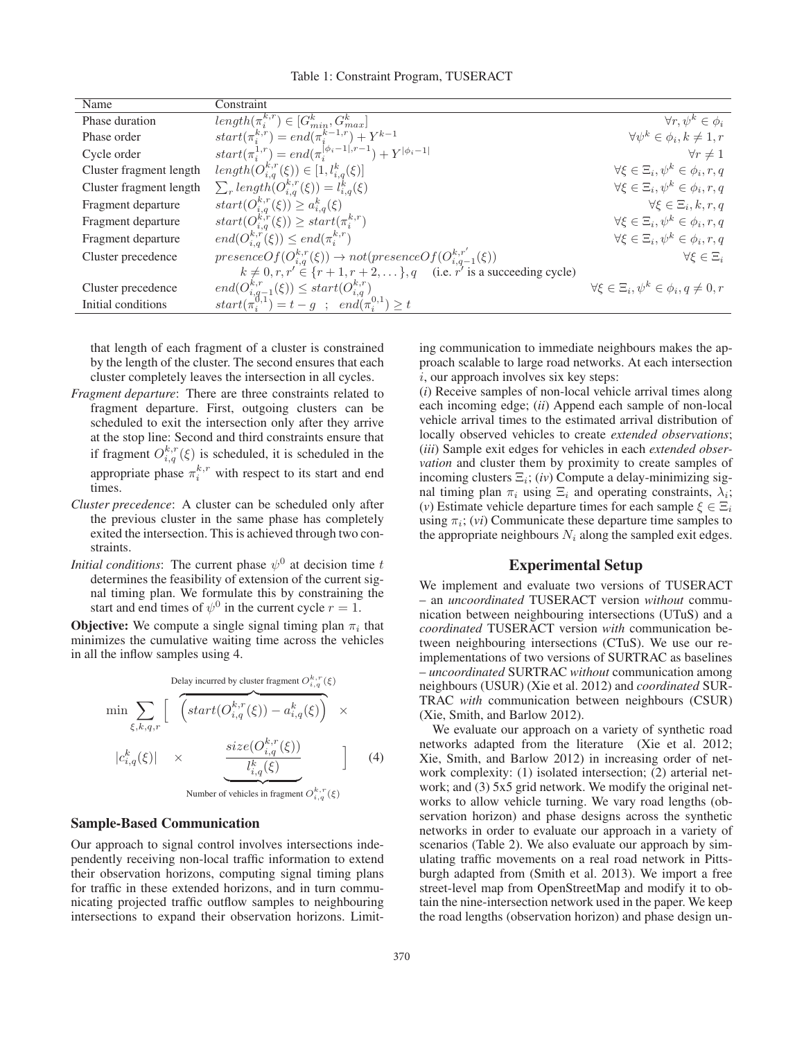Table 1: Constraint Program, TUSERACT

| Name | Constraint | |
|---|---|---|
| Phase duration | $length(\pi_i^{k,r}) \in [G_{min}^k, G_{max}^k]$ | $\forall r, \psi^k \in \phi_i$ |
| Phase order | $start(\pi_i^{k,r}) = end(\pi_i^{k-1,r}) + Y^{k-1}$ | $\forall \psi^k \in \phi_i, k \neq 1, r$ |
| Cycle order | $start(\pi_i^{1,r}) = end(\pi_i^{\lvert\phi_i - 1\rvert, r-1}) + Y^{\lvert\phi_i - 1\rvert}$ | $\forall r \neq 1$ |
| Cluster fragment length | $length(O_{i,q}^{k,r}(\xi)) \in [1, l_{i,q}^k(\xi)]$ | $\forall \xi \in \Xi_i, \psi^k \in \phi_i, r, q$ |
| Cluster fragment length | $\sum_r length(O_{i,q}^{k,r}(\xi)) = l_{i,q}^k(\xi)$ | $\forall \xi \in \Xi_i, \psi^k \in \phi_i, r, q$ |
| Fragment departure | $start(O_{i,q}^{k,r}(\xi)) \geq a_{i,q}^k(\xi)$ | $\forall \xi \in \Xi_i, k, r, q$ |
| Fragment departure | $start(O_{i,q}^{k,r}(\xi)) \geq start(\pi_i^{k,r})$ | $\forall \xi \in \Xi_i, \psi^k \in \phi_i, r, q$ |
| Fragment departure | $end(O_{i,q}^{k,r}(\xi)) \leq end(\pi_i^{k,r})$ | $\forall \xi \in \Xi_i, \psi^k \in \phi_i, r, q$ |
| Cluster precedence | $presenceOf(O_{i,q}^{k,r}(\xi)) \rightarrow not(presenceOf(O_{i,q-1}^{k,r'}(\xi))$ <br> $k \neq 0, r, r' \in \{r+1, r+2, \dots\}, q$ (i.e. $r'$ is a succeeding cycle) | $\forall \xi \in \Xi_i$ |
| Cluster precedence | $end(O_{i,q-1}^{k,r}(\xi)) \leq start(O_{i,q}^{k,r})$ | $\forall \xi \in \Xi_i, \psi^k \in \phi_i, q \neq 0, r$ |
| Initial conditions | $start(\pi_i^{0,1}) = t - g$ ; $end(\pi_i^{0,1}) \geq t$ | |

that length of each fragment of a cluster is constrained by the length of the cluster. The second ensures that each cluster completely leaves the intersection in all cycles.

- *Fragment departure*: There are three constraints related to fragment departure. First, outgoing clusters can be scheduled to exit the intersection only after they arrive at the stop line: Second and third constraints ensure that if fragment $O_{i,q}^{k,r}(\xi)$ is scheduled, it is scheduled in the appropriate phase $\pi_i^{k,r}$ with respect to its start and end times.
- *Cluster precedence*: A cluster can be scheduled only after the previous cluster in the same phase has completely exited the intersection. This is achieved through two constraints.
- *Initial conditions*: The current phase $\psi^0$ at decision time $t$ determines the feasibility of extension of the current signal timing plan. We formulate this by constraining the start and end times of $\psi^0$ in the current cycle $r = 1$.

**Objective:** We compute a single signal timing plan $\pi_i$ that minimizes the cumulative waiting time across the vehicles in all the inflow samples using 4.

$$\min \sum_{\xi,k,q,r} \Big[ \overbrace{\Big(start(O_{i,q}^{k,r}(\xi)) - a_{i,q}^k(\xi)\Big)}^{\text{Delay incurred by cluster fragment } O_{i,q}^{k,r}(\xi)} \times |c_{i,q}^k(\xi)| \times \underbrace{\frac{size(O_{i,q}^{k,r}(\xi))}{l_{i,q}^k(\xi)}}_{\text{Number of vehicles in fragment } O_{i,q}^{k,r}(\xi)} \Big] \quad (4)$$

### Sample-Based Communication

Our approach to signal control involves intersections independently receiving non-local traffic information to extend their observation horizons, computing signal timing plans for traffic in these extended horizons, and in turn communicating projected traffic outflow samples to neighbouring intersections to expand their observation horizons. Limiting communication to immediate neighbours makes the approach scalable to large road networks. At each intersection $i$, our approach involves six key steps:

(*i*) Receive samples of non-local vehicle arrival times along each incoming edge; (*ii*) Append each sample of non-local vehicle arrival times to the estimated arrival distribution of locally observed vehicles to create *extended observations*; (*iii*) Sample exit edges for vehicles in each *extended observation* and cluster them by proximity to create samples of incoming clusters $\Xi_i$; (*iv*) Compute a delay-minimizing signal timing plan $\pi_i$ using $\Xi_i$ and operating constraints, $\lambda_i$; (*v*) Estimate vehicle departure times for each sample $\xi \in \Xi_i$ using $\pi_i$; (*vi*) Communicate these departure time samples to the appropriate neighbours $N_i$ along the sampled exit edges.

## Experimental Setup

We implement and evaluate two versions of TUSERACT – an *uncoordinated* TUSERACT version *without* communication between neighbouring intersections (UTuS) and a *coordinated* TUSERACT version *with* communication between neighbouring intersections (CTuS). We use our reimplementations of two versions of SURTRAC as baselines – *uncoordinated* SURTRAC *without* communication among neighbours (USUR) (Xie et al. 2012) and *coordinated* SURTRAC *with* communication between neighbours (CSUR) (Xie, Smith, and Barlow 2012).

We evaluate our approach on a variety of synthetic road networks adapted from the literature (Xie et al. 2012; Xie, Smith, and Barlow 2012) in increasing order of network complexity: (1) isolated intersection; (2) arterial network; and (3) 5x5 grid network. We modify the original networks to allow vehicle turning. We vary road lengths (observation horizon) and phase designs across the synthetic networks in order to evaluate our approach in a variety of scenarios (Table 2). We also evaluate our approach by simulating traffic movements on a real road network in Pittsburgh adapted from (Smith et al. 2013). We import a free street-level map from OpenStreetMap and modify it to obtain the nine-intersection network used in the paper. We keep the road lengths (observation horizon) and phase design un-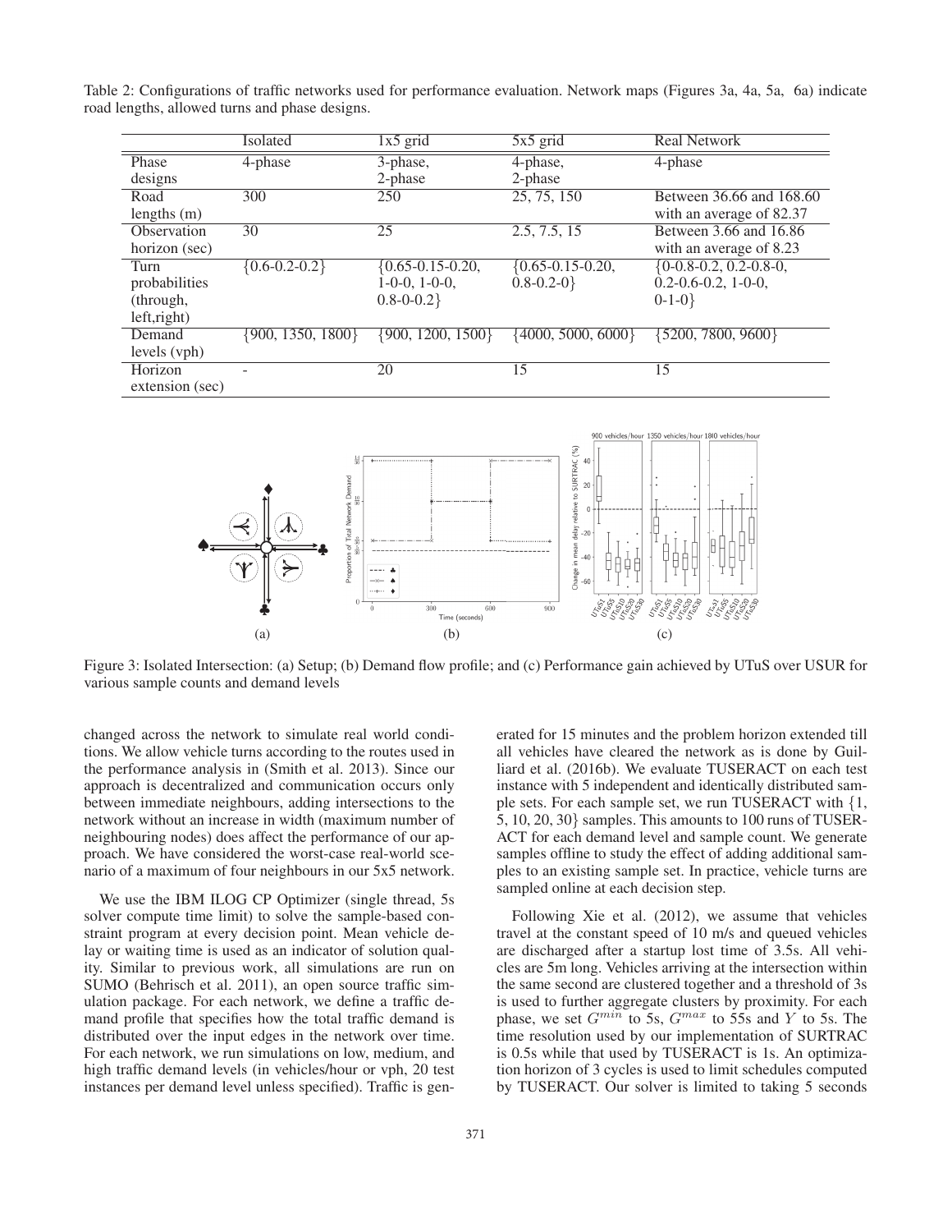Table 2: Configurations of traffic networks used for performance evaluation. Network maps (Figures 3a, 4a, 5a, 6a) indicate road lengths, allowed turns and phase designs.

| | Isolated | 1x5 grid | 5x5 grid | Real Network |
|---|---|---|---|---|
| Phase designs | 4-phase | 3-phase, 2-phase | 4-phase, 2-phase | 4-phase |
| Road lengths (m) | 300 | 250 | 25, 75, 150 | Between 36.66 and 168.60 with an average of 82.37 |
| Observation horizon (sec) | 30 | 25 | 2.5, 7.5, 15 | Between 3.66 and 16.86 with an average of 8.23 |
| Turn probabilities (through, left,right) | {0.6-0.2-0.2} | {0.65-0.15-0.20, 1-0-0, 1-0-0, 0.8-0-0.2} | {0.65-0.15-0.20, 0.8-0.2-0} | {0-0.8-0.2, 0.2-0.8-0, 0.2-0.6-0.2, 1-0-0, 0-1-0} |
| Demand levels (vph) | {900, 1350, 1800} | {900, 1200, 1500} | {4000, 5000, 6000} | {5200, 7800, 9600} |
| Horizon extension (sec) | - | 20 | 15 | 15 |

Figure 3: Isolated Intersection: (a) Setup; (b) Demand flow profile; and (c) Performance gain achieved by UTuS over USUR for various sample counts and demand levels

changed across the network to simulate real world conditions. We allow vehicle turns according to the routes used in the performance analysis in (Smith et al. 2013). Since our approach is decentralized and communication occurs only between immediate neighbours, adding intersections to the network without an increase in width (maximum number of neighbouring nodes) does affect the performance of our approach. We have considered the worst-case real-world scenario of a maximum of four neighbours in our 5x5 network.

We use the IBM ILOG CP Optimizer (single thread, 5s solver compute time limit) to solve the sample-based constraint program at every decision point. Mean vehicle delay or waiting time is used as an indicator of solution quality. Similar to previous work, all simulations are run on SUMO (Behrisch et al. 2011), an open source traffic simulation package. For each network, we define a traffic demand profile that specifies how the total traffic demand is distributed over the input edges in the network over time. For each network, we run simulations on low, medium, and high traffic demand levels (in vehicles/hour or vph, 20 test instances per demand level unless specified). Traffic is generated for 15 minutes and the problem horizon extended till all vehicles have cleared the network as is done by Guilliard et al. (2016b). We evaluate TUSERACT on each test instance with 5 independent and identically distributed sample sets. For each sample set, we run TUSERACT with {1, 5, 10, 20, 30} samples. This amounts to 100 runs of TUSERACT for each demand level and sample count. We generate samples offline to study the effect of adding additional samples to an existing sample set. In practice, vehicle turns are sampled online at each decision step.

Following Xie et al. (2012), we assume that vehicles travel at the constant speed of 10 m/s and queued vehicles are discharged after a startup lost time of 3.5s. All vehicles are 5m long. Vehicles arriving at the intersection within the same second are clustered together and a threshold of 3s is used to further aggregate clusters by proximity. For each phase, we set $G^{min}$ to 5s, $G^{max}$ to 55s and $Y$ to 5s. The time resolution used by our implementation of SURTRAC is 0.5s while that used by TUSERACT is 1s. An optimization horizon of 3 cycles is used to limit schedules computed by TUSERACT. Our solver is limited to taking 5 seconds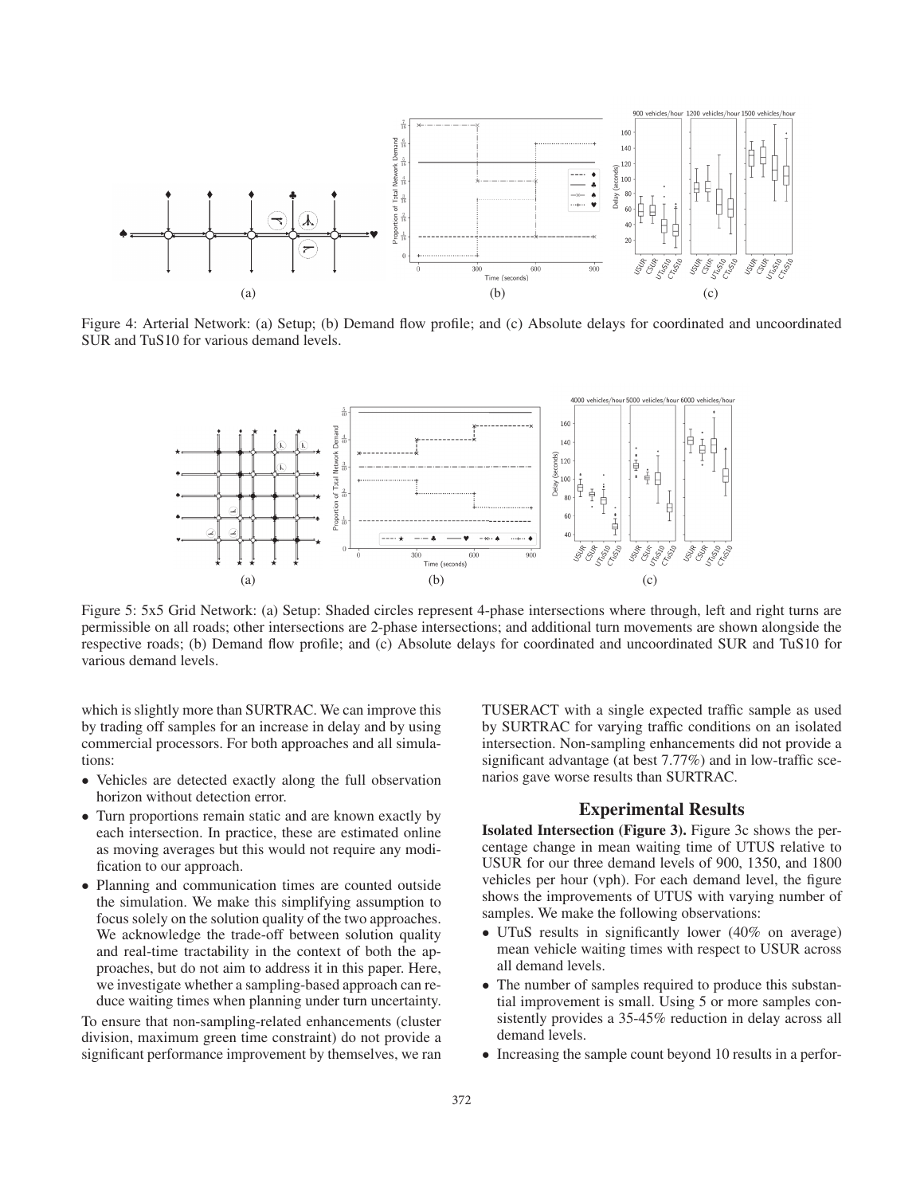Figure 4: Arterial Network: (a) Setup; (b) Demand flow profile; and (c) Absolute delays for coordinated and uncoordinated SUR and TuS10 for various demand levels.

Figure 5: 5x5 Grid Network: (a) Setup: Shaded circles represent 4-phase intersections where through, left and right turns are permissible on all roads; other intersections are 2-phase intersections; and additional turn movements are shown alongside the respective roads; (b) Demand flow profile; and (c) Absolute delays for coordinated and uncoordinated SUR and TuS10 for various demand levels.

which is slightly more than SURTRAC. We can improve this by trading off samples for an increase in delay and by using commercial processors. For both approaches and all simulations:

- Vehicles are detected exactly along the full observation horizon without detection error.
- Turn proportions remain static and are known exactly by each intersection. In practice, these are estimated online as moving averages but this would not require any modification to our approach.
- Planning and communication times are counted outside the simulation. We make this simplifying assumption to focus solely on the solution quality of the two approaches. We acknowledge the trade-off between solution quality and real-time tractability in the context of both the approaches, but do not aim to address it in this paper. Here, we investigate whether a sampling-based approach can reduce waiting times when planning under turn uncertainty.

To ensure that non-sampling-related enhancements (cluster division, maximum green time constraint) do not provide a significant performance improvement by themselves, we ran TUSERACT with a single expected traffic sample as used by SURTRAC for varying traffic conditions on an isolated intersection. Non-sampling enhancements did not provide a significant advantage (at best 7.77%) and in low-traffic scenarios gave worse results than SURTRAC.

## Experimental Results

**Isolated Intersection (Figure 3).** Figure 3c shows the percentage change in mean waiting time of UTUS relative to USUR for our three demand levels of 900, 1350, and 1800 vehicles per hour (vph). For each demand level, the figure shows the improvements of UTUS with varying number of samples. We make the following observations:

- UTuS results in significantly lower (40% on average) mean vehicle waiting times with respect to USUR across all demand levels.
- The number of samples required to produce this substantial improvement is small. Using 5 or more samples consistently provides a 35-45% reduction in delay across all demand levels.
- Increasing the sample count beyond 10 results in a perfor-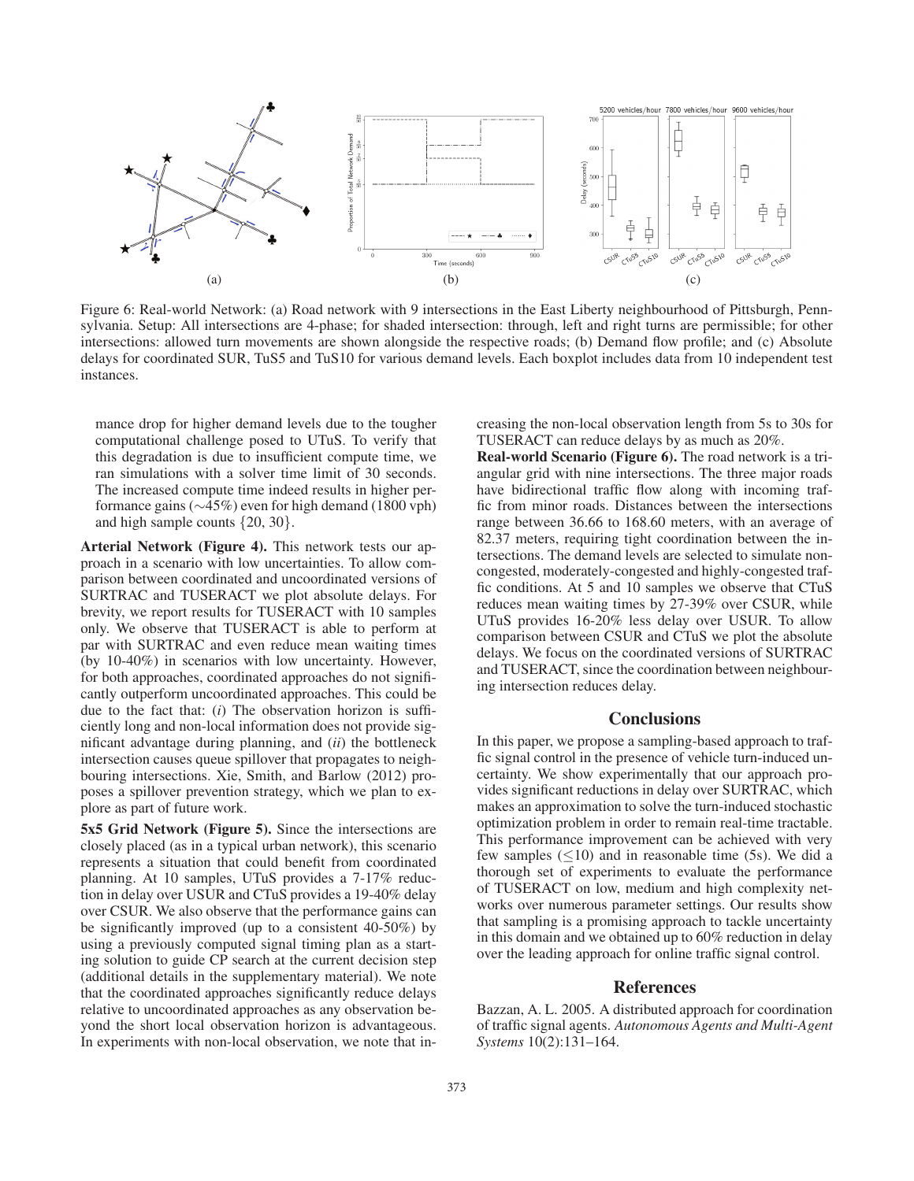Figure 6: Real-world Network: (a) Road network with 9 intersections in the East Liberty neighbourhood of Pittsburgh, Pennsylvania. Setup: All intersections are 4-phase; for shaded intersection: through, left and right turns are permissible; for other intersections: allowed turn movements are shown alongside the respective roads; (b) Demand flow profile; and (c) Absolute delays for coordinated SUR, TuS5 and TuS10 for various demand levels. Each boxplot includes data from 10 independent test instances.

mance drop for higher demand levels due to the tougher computational challenge posed to UTuS. To verify that this degradation is due to insufficient compute time, we ran simulations with a solver time limit of 30 seconds. The increased compute time indeed results in higher performance gains (∼45%) even for high demand (1800 vph) and high sample counts {20, 30}.

**Arterial Network (Figure 4).** This network tests our approach in a scenario with low uncertainties. To allow comparison between coordinated and uncoordinated versions of SURTRAC and TUSERACT we plot absolute delays. For brevity, we report results for TUSERACT with 10 samples only. We observe that TUSERACT is able to perform at par with SURTRAC and even reduce mean waiting times (by 10-40%) in scenarios with low uncertainty. However, for both approaches, coordinated approaches do not significantly outperform uncoordinated approaches. This could be due to the fact that: (*i*) The observation horizon is sufficiently long and non-local information does not provide significant advantage during planning, and (*ii*) the bottleneck intersection causes queue spillover that propagates to neighbouring intersections. Xie, Smith, and Barlow (2012) proposes a spillover prevention strategy, which we plan to explore as part of future work.

**5x5 Grid Network (Figure 5).** Since the intersections are closely placed (as in a typical urban network), this scenario represents a situation that could benefit from coordinated planning. At 10 samples, UTuS provides a 7-17% reduction in delay over USUR and CTuS provides a 19-40% delay over CSUR. We also observe that the performance gains can be significantly improved (up to a consistent 40-50%) by using a previously computed signal timing plan as a starting solution to guide CP search at the current decision step (additional details in the supplementary material). We note that the coordinated approaches significantly reduce delays relative to uncoordinated approaches as any observation beyond the short local observation horizon is advantageous. In experiments with non-local observation, we note that increasing the non-local observation length from 5s to 30s for TUSERACT can reduce delays by as much as 20%.

**Real-world Scenario (Figure 6).** The road network is a triangular grid with nine intersections. The three major roads have bidirectional traffic flow along with incoming traffic from minor roads. Distances between the intersections range between 36.66 to 168.60 meters, with an average of 82.37 meters, requiring tight coordination between the intersections. The demand levels are selected to simulate non-congested, moderately-congested and highly-congested traffic conditions. At 5 and 10 samples we observe that CTuS reduces mean waiting times by 27-39% over CSUR, while UTuS provides 16-20% less delay over USUR. To allow comparison between CSUR and CTuS we plot the absolute delays. We focus on the coordinated versions of SURTRAC and TUSERACT, since the coordination between neighbouring intersection reduces delay.

## Conclusions

In this paper, we propose a sampling-based approach to traffic signal control in the presence of vehicle turn-induced uncertainty. We show experimentally that our approach provides significant reductions in delay over SURTRAC, which makes an approximation to solve the turn-induced stochastic optimization problem in order to remain real-time tractable. This performance improvement can be achieved with very few samples ($\leq$10) and in reasonable time (5s). We did a thorough set of experiments to evaluate the performance of TUSERACT on low, medium and high complexity networks over numerous parameter settings. Our results show that sampling is a promising approach to tackle uncertainty in this domain and we obtained up to 60% reduction in delay over the leading approach for online traffic signal control.

## References

Bazzan, A. L. 2005. A distributed approach for coordination of traffic signal agents. *Autonomous Agents and Multi-Agent Systems* 10(2):131–164.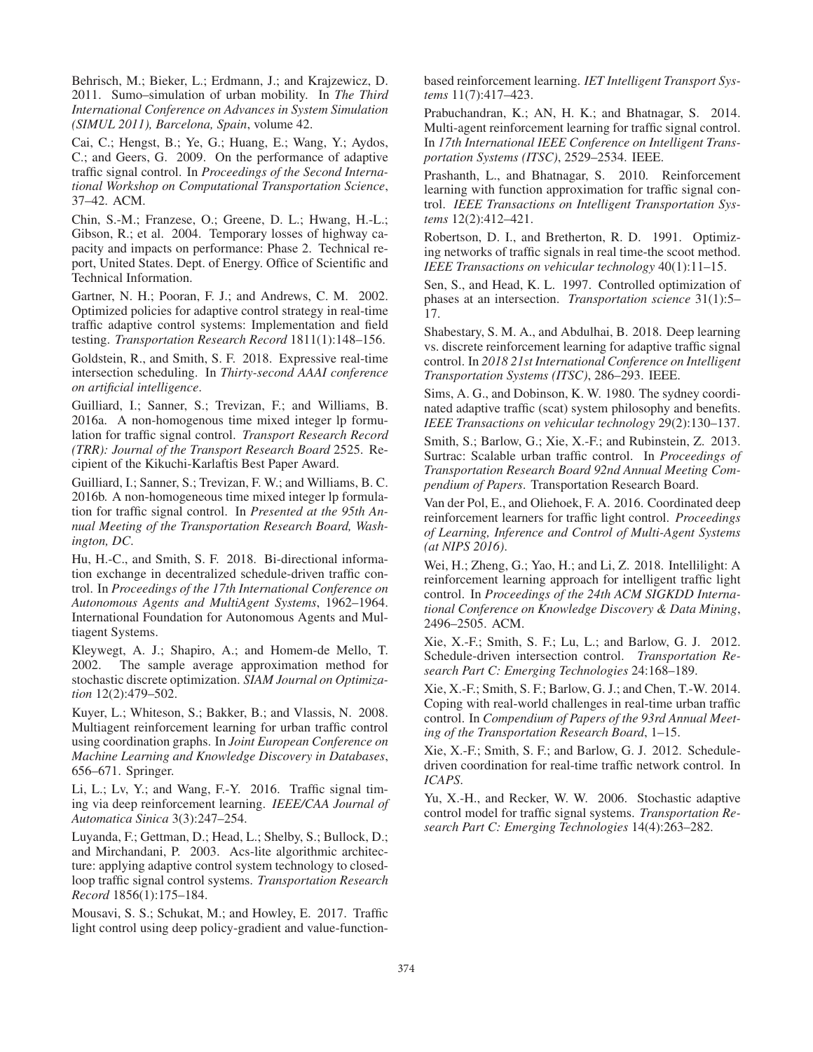Behrisch, M.; Bieker, L.; Erdmann, J.; and Krajzewicz, D. 2011. Sumo–simulation of urban mobility. In *The Third International Conference on Advances in System Simulation (SIMUL 2011), Barcelona, Spain*, volume 42.

Cai, C.; Hengst, B.; Ye, G.; Huang, E.; Wang, Y.; Aydos, C.; and Geers, G. 2009. On the performance of adaptive traffic signal control. In *Proceedings of the Second International Workshop on Computational Transportation Science*, 37–42. ACM.

Chin, S.-M.; Franzese, O.; Greene, D. L.; Hwang, H.-L.; Gibson, R.; et al. 2004. Temporary losses of highway capacity and impacts on performance: Phase 2. Technical report, United States. Dept. of Energy. Office of Scientific and Technical Information.

Gartner, N. H.; Pooran, F. J.; and Andrews, C. M. 2002. Optimized policies for adaptive control strategy in real-time traffic adaptive control systems: Implementation and field testing. *Transportation Research Record* 1811(1):148–156.

Goldstein, R., and Smith, S. F. 2018. Expressive real-time intersection scheduling. In *Thirty-second AAAI conference on artificial intelligence*.

Guilliard, I.; Sanner, S.; Trevizan, F.; and Williams, B. 2016a. A non-homogenous time mixed integer lp formulation for traffic signal control. *Transport Research Record (TRR): Journal of the Transport Research Board* 2525. Recipient of the Kikuchi-Karlaftis Best Paper Award.

Guilliard, I.; Sanner, S.; Trevizan, F. W.; and Williams, B. C. 2016b. A non-homogeneous time mixed integer lp formulation for traffic signal control. In *Presented at the 95th Annual Meeting of the Transportation Research Board, Washington, DC*.

Hu, H.-C., and Smith, S. F. 2018. Bi-directional information exchange in decentralized schedule-driven traffic control. In *Proceedings of the 17th International Conference on Autonomous Agents and MultiAgent Systems*, 1962–1964. International Foundation for Autonomous Agents and Multiagent Systems.

Kleywegt, A. J.; Shapiro, A.; and Homem-de Mello, T. 2002. The sample average approximation method for stochastic discrete optimization. *SIAM Journal on Optimization* 12(2):479–502.

Kuyer, L.; Whiteson, S.; Bakker, B.; and Vlassis, N. 2008. Multiagent reinforcement learning for urban traffic control using coordination graphs. In *Joint European Conference on Machine Learning and Knowledge Discovery in Databases*, 656–671. Springer.

Li, L.; Lv, Y.; and Wang, F.-Y. 2016. Traffic signal timing via deep reinforcement learning. *IEEE/CAA Journal of Automatica Sinica* 3(3):247–254.

Luyanda, F.; Gettman, D.; Head, L.; Shelby, S.; Bullock, D.; and Mirchandani, P. 2003. Acs-lite algorithmic architecture: applying adaptive control system technology to closed-loop traffic signal control systems. *Transportation Research Record* 1856(1):175–184.

Mousavi, S. S.; Schukat, M.; and Howley, E. 2017. Traffic light control using deep policy-gradient and value-function-based reinforcement learning. *IET Intelligent Transport Systems* 11(7):417–423.

Prabuchandran, K.; AN, H. K.; and Bhatnagar, S. 2014. Multi-agent reinforcement learning for traffic signal control. In *17th International IEEE Conference on Intelligent Transportation Systems (ITSC)*, 2529–2534. IEEE.

Prashanth, L., and Bhatnagar, S. 2010. Reinforcement learning with function approximation for traffic signal control. *IEEE Transactions on Intelligent Transportation Systems* 12(2):412–421.

Robertson, D. I., and Bretherton, R. D. 1991. Optimizing networks of traffic signals in real time-the scoot method. *IEEE Transactions on vehicular technology* 40(1):11–15.

Sen, S., and Head, K. L. 1997. Controlled optimization of phases at an intersection. *Transportation science* 31(1):5–17.

Shabestary, S. M. A., and Abdulhai, B. 2018. Deep learning vs. discrete reinforcement learning for adaptive traffic signal control. In *2018 21st International Conference on Intelligent Transportation Systems (ITSC)*, 286–293. IEEE.

Sims, A. G., and Dobinson, K. W. 1980. The sydney coordinated adaptive traffic (scat) system philosophy and benefits. *IEEE Transactions on vehicular technology* 29(2):130–137.

Smith, S.; Barlow, G.; Xie, X.-F.; and Rubinstein, Z. 2013. Surtrac: Scalable urban traffic control. In *Proceedings of Transportation Research Board 92nd Annual Meeting Compendium of Papers*. Transportation Research Board.

Van der Pol, E., and Oliehoek, F. A. 2016. Coordinated deep reinforcement learners for traffic light control. *Proceedings of Learning, Inference and Control of Multi-Agent Systems (at NIPS 2016)*.

Wei, H.; Zheng, G.; Yao, H.; and Li, Z. 2018. Intellilight: A reinforcement learning approach for intelligent traffic light control. In *Proceedings of the 24th ACM SIGKDD International Conference on Knowledge Discovery & Data Mining*, 2496–2505. ACM.

Xie, X.-F.; Smith, S. F.; Lu, L.; and Barlow, G. J. 2012. Schedule-driven intersection control. *Transportation Research Part C: Emerging Technologies* 24:168–189.

Xie, X.-F.; Smith, S. F.; Barlow, G. J.; and Chen, T.-W. 2014. Coping with real-world challenges in real-time urban traffic control. In *Compendium of Papers of the 93rd Annual Meeting of the Transportation Research Board*, 1–15.

Xie, X.-F.; Smith, S. F.; and Barlow, G. J. 2012. Schedule-driven coordination for real-time traffic network control. In *ICAPS*.

Yu, X.-H., and Recker, W. W. 2006. Stochastic adaptive control model for traffic signal systems. *Transportation Research Part C: Emerging Technologies* 14(4):263–282.